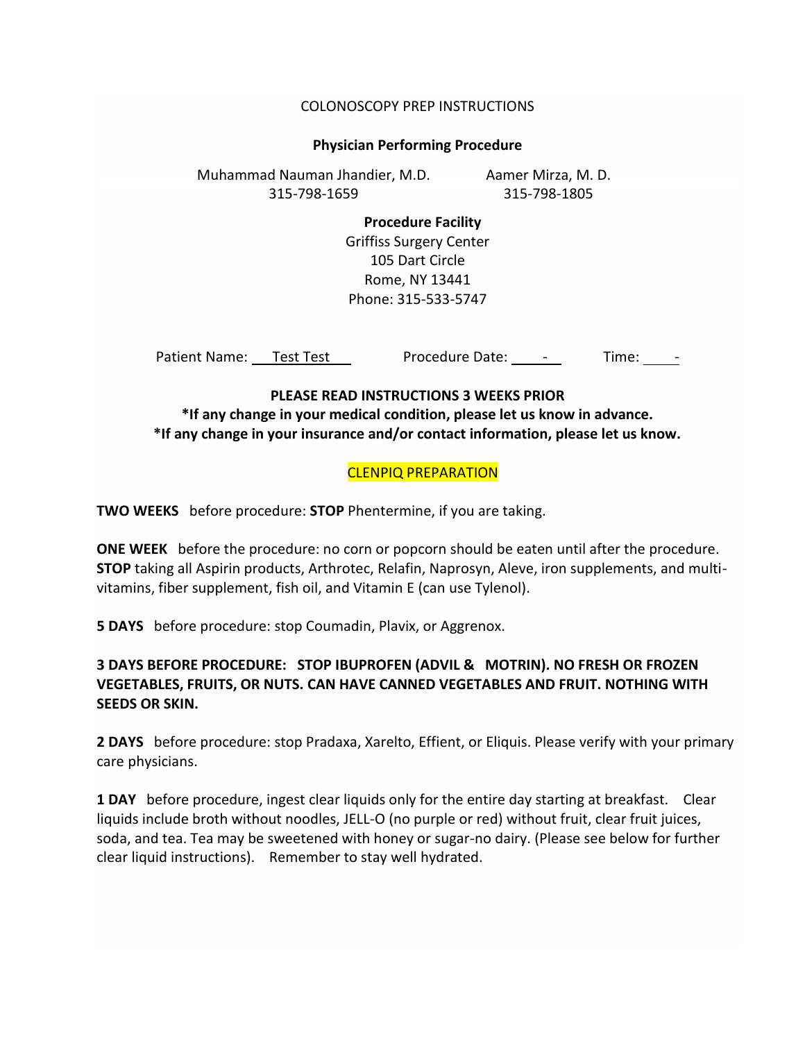# COLONOSCOPY PREP INSTRUCTIONS

**Physician Performing Procedure**

Muhammad Nauman Jhandier, M.D.
315-798-1659

Aamer Mirza, M. D.
315-798-1805

**Procedure Facility**

Griffiss Surgery Center
105 Dart Circle
Rome, NY 13441
Phone: 315-533-5747

Patient Name: Test Test    Procedure Date: -    Time: -

**PLEASE READ INSTRUCTIONS 3 WEEKS PRIOR**

**\*If any change in your medical condition, please let us know in advance.**

**\*If any change in your insurance and/or contact information, please let us know.**

CLENPIQ PREPARATION

**TWO WEEKS** before procedure: **STOP** Phentermine, if you are taking.

**ONE WEEK** before the procedure: no corn or popcorn should be eaten until after the procedure. **STOP** taking all Aspirin products, Arthrotec, Relafin, Naprosyn, Aleve, iron supplements, and multi-vitamins, fiber supplement, fish oil, and Vitamin E (can use Tylenol).

**5 DAYS** before procedure: stop Coumadin, Plavix, or Aggrenox.

**3 DAYS BEFORE PROCEDURE: STOP IBUPROFEN (ADVIL & MOTRIN). NO FRESH OR FROZEN VEGETABLES, FRUITS, OR NUTS. CAN HAVE CANNED VEGETABLES AND FRUIT. NOTHING WITH SEEDS OR SKIN.**

**2 DAYS** before procedure: stop Pradaxa, Xarelto, Effient, or Eliquis. Please verify with your primary care physicians.

**1 DAY** before procedure, ingest clear liquids only for the entire day starting at breakfast. Clear liquids include broth without noodles, JELL-O (no purple or red) without fruit, clear fruit juices, soda, and tea. Tea may be sweetened with honey or sugar-no dairy. (Please see below for further clear liquid instructions). Remember to stay well hydrated.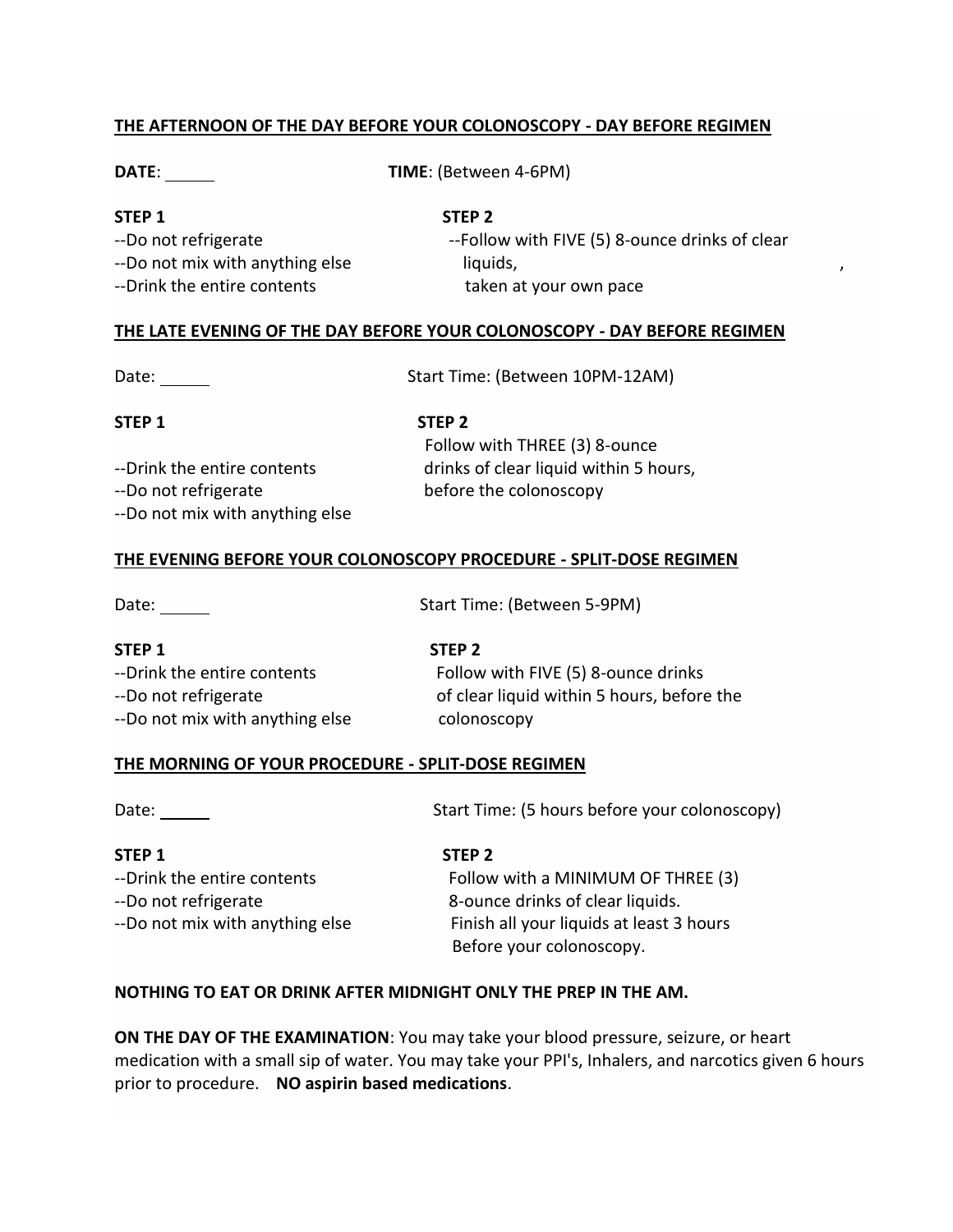**THE AFTERNOON OF THE DAY BEFORE YOUR COLONOSCOPY - DAY BEFORE REGIMEN**

**DATE**: ______ **TIME**: (Between 4-6PM)

**STEP 1**

--Do not refrigerate
--Do not mix with anything else
--Drink the entire contents

**STEP 2**

--Follow with FIVE (5) 8-ounce drinks of clear liquids, taken at your own pace

**THE LATE EVENING OF THE DAY BEFORE YOUR COLONOSCOPY - DAY BEFORE REGIMEN**

Date: ______ Start Time: (Between 10PM-12AM)

**STEP 1**

--Drink the entire contents
--Do not refrigerate
--Do not mix with anything else

**STEP 2**

Follow with THREE (3) 8-ounce drinks of clear liquid within 5 hours, before the colonoscopy

**THE EVENING BEFORE YOUR COLONOSCOPY PROCEDURE - SPLIT-DOSE REGIMEN**

Date: ______ Start Time: (Between 5-9PM)

**STEP 1**

--Drink the entire contents
--Do not refrigerate
--Do not mix with anything else

**STEP 2**

Follow with FIVE (5) 8-ounce drinks of clear liquid within 5 hours, before the colonoscopy

**THE MORNING OF YOUR PROCEDURE - SPLIT-DOSE REGIMEN**

Date: ______ Start Time: (5 hours before your colonoscopy)

**STEP 1**

--Drink the entire contents
--Do not refrigerate
--Do not mix with anything else

**STEP 2**

Follow with a MINIMUM OF THREE (3) 8-ounce drinks of clear liquids. Finish all your liquids at least 3 hours Before your colonoscopy.

**NOTHING TO EAT OR DRINK AFTER MIDNIGHT ONLY THE PREP IN THE AM.**

**ON THE DAY OF THE EXAMINATION**: You may take your blood pressure, seizure, or heart medication with a small sip of water. You may take your PPI's, Inhalers, and narcotics given 6 hours prior to procedure. **NO aspirin based medications**.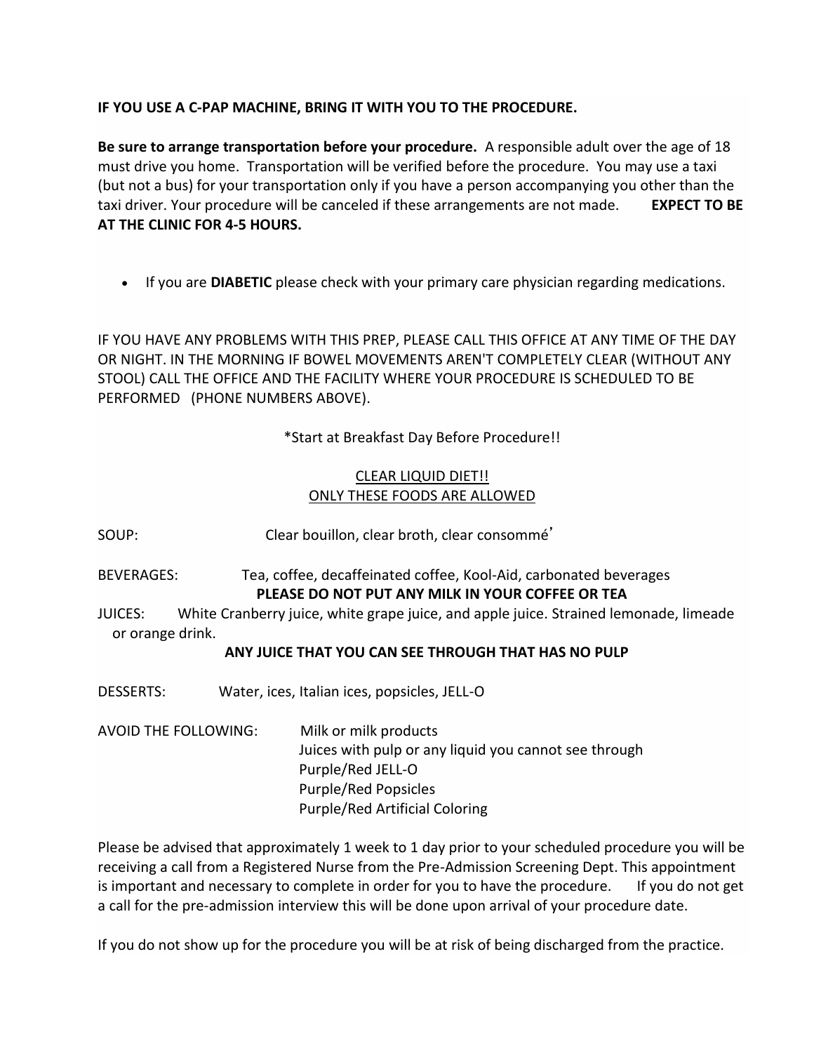**IF YOU USE A C-PAP MACHINE, BRING IT WITH YOU TO THE PROCEDURE.**

**Be sure to arrange transportation before your procedure.** A responsible adult over the age of 18 must drive you home. Transportation will be verified before the procedure. You may use a taxi (but not a bus) for your transportation only if you have a person accompanying you other than the taxi driver. Your procedure will be canceled if these arrangements are not made. **EXPECT TO BE AT THE CLINIC FOR 4-5 HOURS.**

- If you are **DIABETIC** please check with your primary care physician regarding medications.

IF YOU HAVE ANY PROBLEMS WITH THIS PREP, PLEASE CALL THIS OFFICE AT ANY TIME OF THE DAY OR NIGHT. IN THE MORNING IF BOWEL MOVEMENTS AREN'T COMPLETELY CLEAR (WITHOUT ANY STOOL) CALL THE OFFICE AND THE FACILITY WHERE YOUR PROCEDURE IS SCHEDULED TO BE PERFORMED (PHONE NUMBERS ABOVE).

*Start at Breakfast Day Before Procedure!!

<u>CLEAR LIQUID DIET!!</u>
<u>ONLY THESE FOODS ARE ALLOWED</u>

SOUP: Clear bouillon, clear broth, clear consommé'

BEVERAGES: Tea, coffee, decaffeinated coffee, Kool-Aid, carbonated beverages

**PLEASE DO NOT PUT ANY MILK IN YOUR COFFEE OR TEA**

JUICES: White Cranberry juice, white grape juice, and apple juice. Strained lemonade, limeade or orange drink.

**ANY JUICE THAT YOU CAN SEE THROUGH THAT HAS NO PULP**

DESSERTS: Water, ices, Italian ices, popsicles, JELL-O

AVOID THE FOLLOWING:
- Milk or milk products
- Juices with pulp or any liquid you cannot see through
- Purple/Red JELL-O
- Purple/Red Popsicles
- Purple/Red Artificial Coloring

Please be advised that approximately 1 week to 1 day prior to your scheduled procedure you will be receiving a call from a Registered Nurse from the Pre-Admission Screening Dept. This appointment is important and necessary to complete in order for you to have the procedure. If you do not get a call for the pre-admission interview this will be done upon arrival of your procedure date.

If you do not show up for the procedure you will be at risk of being discharged from the practice.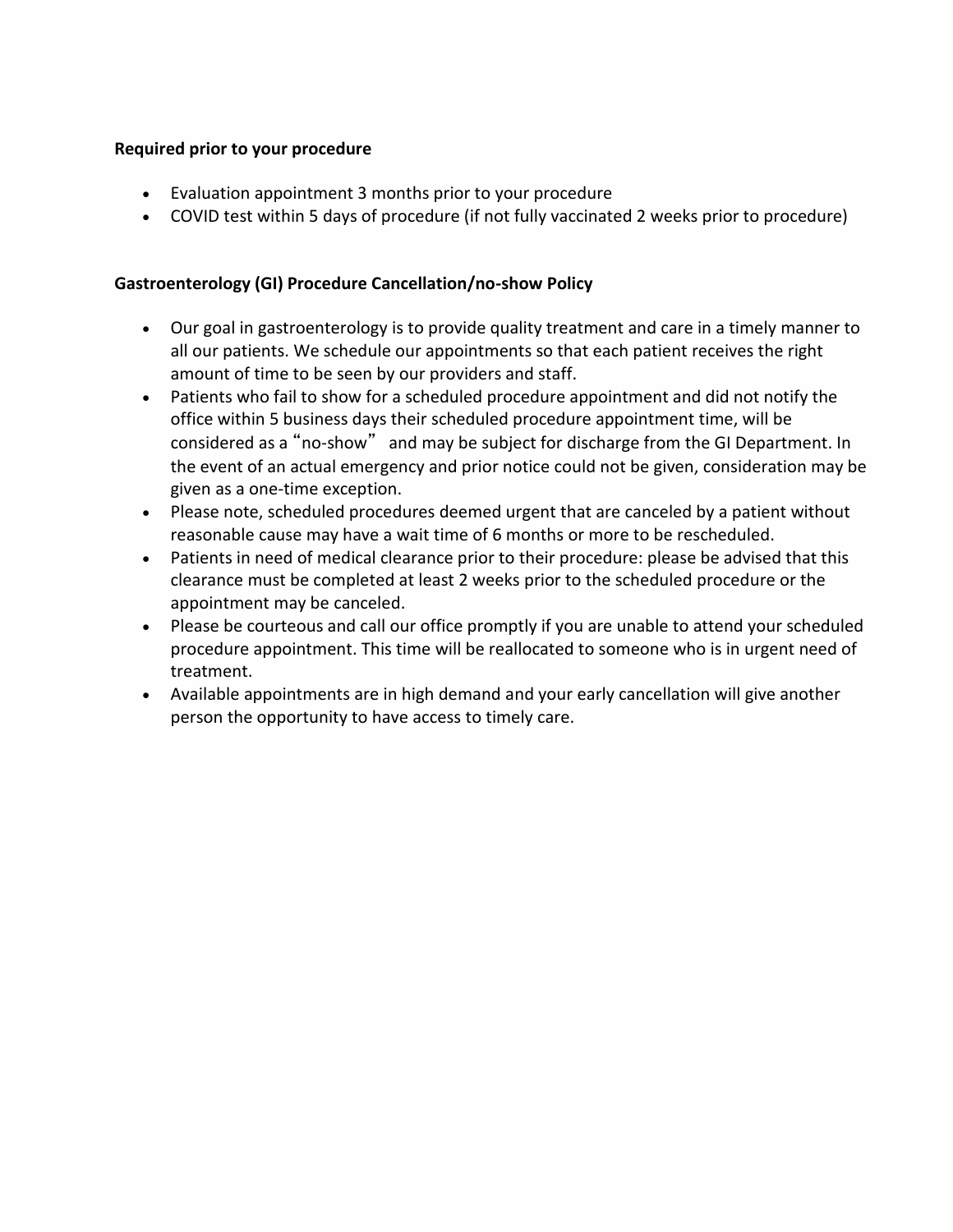**Required prior to your procedure**

- Evaluation appointment 3 months prior to your procedure
- COVID test within 5 days of procedure (if not fully vaccinated 2 weeks prior to procedure)

**Gastroenterology (GI) Procedure Cancellation/no-show Policy**

- Our goal in gastroenterology is to provide quality treatment and care in a timely manner to all our patients. We schedule our appointments so that each patient receives the right amount of time to be seen by our providers and staff.
- Patients who fail to show for a scheduled procedure appointment and did not notify the office within 5 business days their scheduled procedure appointment time, will be considered as a “no-show” and may be subject for discharge from the GI Department. In the event of an actual emergency and prior notice could not be given, consideration may be given as a one-time exception.
- Please note, scheduled procedures deemed urgent that are canceled by a patient without reasonable cause may have a wait time of 6 months or more to be rescheduled.
- Patients in need of medical clearance prior to their procedure: please be advised that this clearance must be completed at least 2 weeks prior to the scheduled procedure or the appointment may be canceled.
- Please be courteous and call our office promptly if you are unable to attend your scheduled procedure appointment. This time will be reallocated to someone who is in urgent need of treatment.
- Available appointments are in high demand and your early cancellation will give another person the opportunity to have access to timely care.